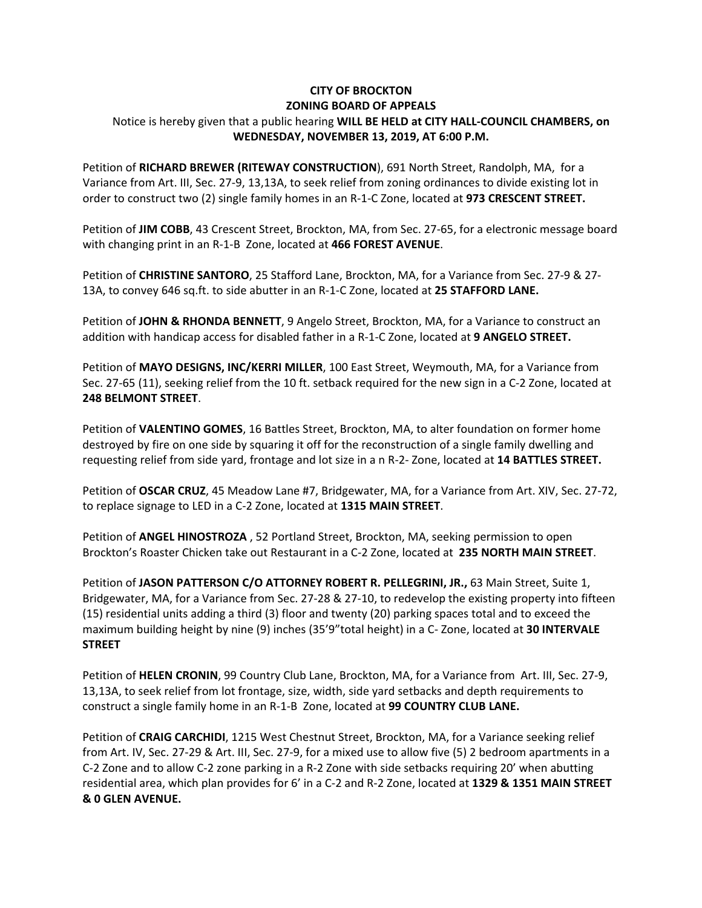**CITY OF BROCKTON**
**ZONING BOARD OF APPEALS**

Notice is hereby given that a public hearing **WILL BE HELD at CITY HALL-COUNCIL CHAMBERS, on WEDNESDAY, NOVEMBER 13, 2019, AT 6:00 P.M.**

Petition of **RICHARD BREWER (RITEWAY CONSTRUCTION**), 691 North Street, Randolph, MA, for a Variance from Art. III, Sec. 27-9, 13,13A, to seek relief from zoning ordinances to divide existing lot in order to construct two (2) single family homes in an R-1-C Zone, located at **973 CRESCENT STREET.**

Petition of **JIM COBB**, 43 Crescent Street, Brockton, MA, from Sec. 27-65, for a electronic message board with changing print in an R-1-B Zone, located at **466 FOREST AVENUE**.

Petition of **CHRISTINE SANTORO**, 25 Stafford Lane, Brockton, MA, for a Variance from Sec. 27-9 & 27-13A, to convey 646 sq.ft. to side abutter in an R-1-C Zone, located at **25 STAFFORD LANE.**

Petition of **JOHN & RHONDA BENNETT**, 9 Angelo Street, Brockton, MA, for a Variance to construct an addition with handicap access for disabled father in a R-1-C Zone, located at **9 ANGELO STREET.**

Petition of **MAYO DESIGNS, INC/KERRI MILLER**, 100 East Street, Weymouth, MA, for a Variance from Sec. 27-65 (11), seeking relief from the 10 ft. setback required for the new sign in a C-2 Zone, located at **248 BELMONT STREET**.

Petition of **VALENTINO GOMES**, 16 Battles Street, Brockton, MA, to alter foundation on former home destroyed by fire on one side by squaring it off for the reconstruction of a single family dwelling and requesting relief from side yard, frontage and lot size in a n R-2- Zone, located at **14 BATTLES STREET.**

Petition of **OSCAR CRUZ**, 45 Meadow Lane #7, Bridgewater, MA, for a Variance from Art. XIV, Sec. 27-72, to replace signage to LED in a C-2 Zone, located at **1315 MAIN STREET**.

Petition of **ANGEL HINOSTROZA** , 52 Portland Street, Brockton, MA, seeking permission to open Brockton's Roaster Chicken take out Restaurant in a C-2 Zone, located at **235 NORTH MAIN STREET**.

Petition of **JASON PATTERSON C/O ATTORNEY ROBERT R. PELLEGRINI, JR.,** 63 Main Street, Suite 1, Bridgewater, MA, for a Variance from Sec. 27-28 & 27-10, to redevelop the existing property into fifteen (15) residential units adding a third (3) floor and twenty (20) parking spaces total and to exceed the maximum building height by nine (9) inches (35'9"total height) in a C- Zone, located at **30 INTERVALE STREET**

Petition of **HELEN CRONIN**, 99 Country Club Lane, Brockton, MA, for a Variance from Art. III, Sec. 27-9, 13,13A, to seek relief from lot frontage, size, width, side yard setbacks and depth requirements to construct a single family home in an R-1-B Zone, located at **99 COUNTRY CLUB LANE.**

Petition of **CRAIG CARCHIDI**, 1215 West Chestnut Street, Brockton, MA, for a Variance seeking relief from Art. IV, Sec. 27-29 & Art. III, Sec. 27-9, for a mixed use to allow five (5) 2 bedroom apartments in a C-2 Zone and to allow C-2 zone parking in a R-2 Zone with side setbacks requiring 20' when abutting residential area, which plan provides for 6' in a C-2 and R-2 Zone, located at **1329 & 1351 MAIN STREET & 0 GLEN AVENUE.**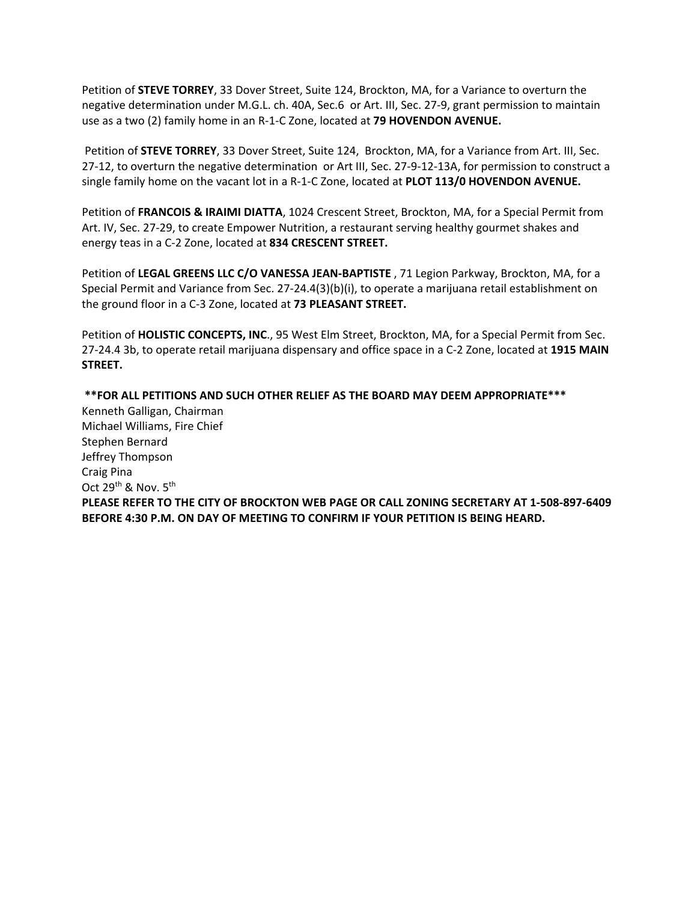Petition of **STEVE TORREY**, 33 Dover Street, Suite 124, Brockton, MA, for a Variance to overturn the negative determination under M.G.L. ch. 40A, Sec.6 or Art. III, Sec. 27-9, grant permission to maintain use as a two (2) family home in an R-1-C Zone, located at **79 HOVENDON AVENUE.**

Petition of **STEVE TORREY**, 33 Dover Street, Suite 124, Brockton, MA, for a Variance from Art. III, Sec. 27-12, to overturn the negative determination or Art III, Sec. 27-9-12-13A, for permission to construct a single family home on the vacant lot in a R-1-C Zone, located at **PLOT 113/0 HOVENDON AVENUE.**

Petition of **FRANCOIS & IRAIMI DIATTA**, 1024 Crescent Street, Brockton, MA, for a Special Permit from Art. IV, Sec. 27-29, to create Empower Nutrition, a restaurant serving healthy gourmet shakes and energy teas in a C-2 Zone, located at **834 CRESCENT STREET.**

Petition of **LEGAL GREENS LLC C/O VANESSA JEAN-BAPTISTE** , 71 Legion Parkway, Brockton, MA, for a Special Permit and Variance from Sec. 27-24.4(3)(b)(i), to operate a marijuana retail establishment on the ground floor in a C-3 Zone, located at **73 PLEASANT STREET.**

Petition of **HOLISTIC CONCEPTS, INC**., 95 West Elm Street, Brockton, MA, for a Special Permit from Sec. 27-24.4 3b, to operate retail marijuana dispensary and office space in a C-2 Zone, located at **1915 MAIN STREET.**

**\*\*FOR ALL PETITIONS AND SUCH OTHER RELIEF AS THE BOARD MAY DEEM APPROPRIATE\*\*\***

Kenneth Galligan, Chairman
Michael Williams, Fire Chief
Stephen Bernard
Jeffrey Thompson
Craig Pina
Oct 29th & Nov. 5th

**PLEASE REFER TO THE CITY OF BROCKTON WEB PAGE OR CALL ZONING SECRETARY AT 1-508-897-6409 BEFORE 4:30 P.M. ON DAY OF MEETING TO CONFIRM IF YOUR PETITION IS BEING HEARD.**